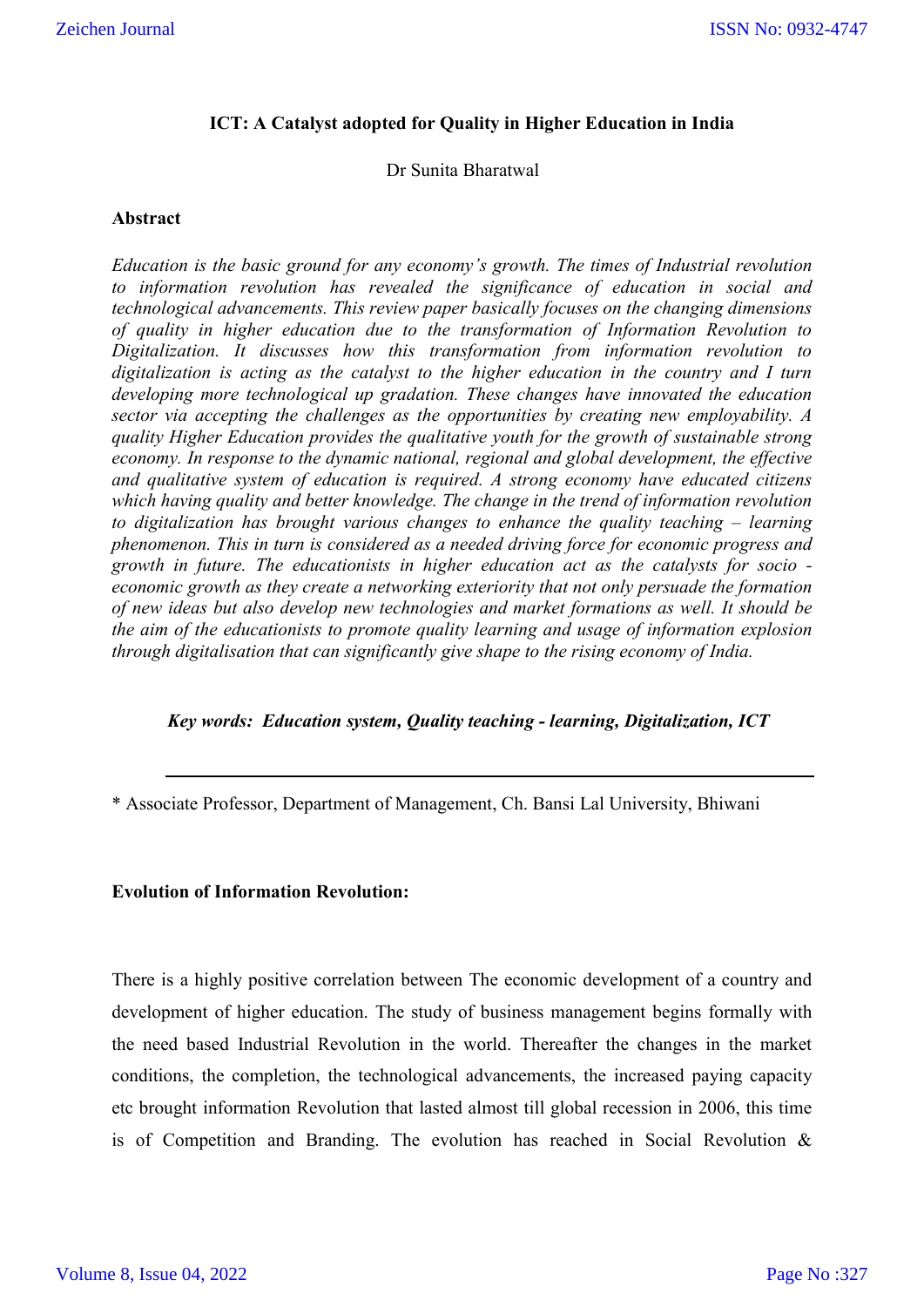# ICT: A Catalyst adopted for Quality in Higher Education in India

Dr Sunita Bharatwal

## Abstract

*Education is the basic ground for any economy's growth. The times of Industrial revolution to information revolution has revealed the significance of education in social and technological advancements. This review paper basically focuses on the changing dimensions of quality in higher education due to the transformation of Information Revolution to Digitalization. It discusses how this transformation from information revolution to digitalization is acting as the catalyst to the higher education in the country and I turn developing more technological up gradation. These changes have innovated the education sector via accepting the challenges as the opportunities by creating new employability. A quality Higher Education provides the qualitative youth for the growth of sustainable strong economy. In response to the dynamic national, regional and global development, the effective and qualitative system of education is required. A strong economy have educated citizens which having quality and better knowledge. The change in the trend of information revolution to digitalization has brought various changes to enhance the quality teaching – learning phenomenon. This in turn is considered as a needed driving force for economic progress and growth in future. The educationists in higher education act as the catalysts for socio - economic growth as they create a networking exteriority that not only persuade the formation of new ideas but also develop new technologies and market formations as well. It should be the aim of the educationists to promote quality learning and usage of information explosion through digitalisation that can significantly give shape to the rising economy of India.*

***Key words: Education system, Quality teaching - learning, Digitalization, ICT***

---

\* Associate Professor, Department of Management, Ch. Bansi Lal University, Bhiwani

## Evolution of Information Revolution:

There is a highly positive correlation between The economic development of a country and development of higher education. The study of business management begins formally with the need based Industrial Revolution in the world. Thereafter the changes in the market conditions, the completion, the technological advancements, the increased paying capacity etc brought information Revolution that lasted almost till global recession in 2006, this time is of Competition and Branding. The evolution has reached in Social Revolution &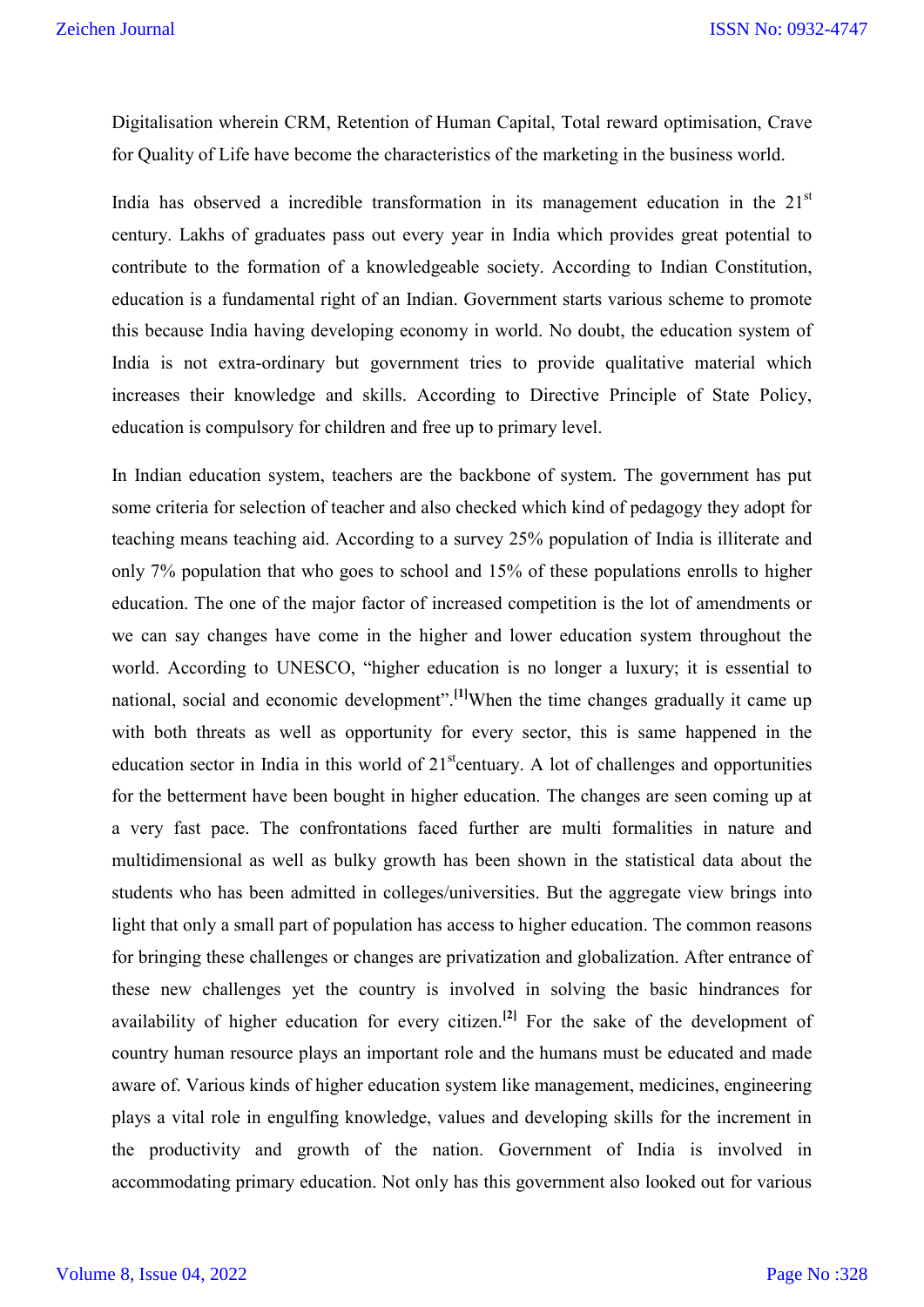Digitalisation wherein CRM, Retention of Human Capital, Total reward optimisation, Crave for Quality of Life have become the characteristics of the marketing in the business world.

India has observed a incredible transformation in its management education in the 21st century. Lakhs of graduates pass out every year in India which provides great potential to contribute to the formation of a knowledgeable society. According to Indian Constitution, education is a fundamental right of an Indian. Government starts various scheme to promote this because India having developing economy in world. No doubt, the education system of India is not extra-ordinary but government tries to provide qualitative material which increases their knowledge and skills. According to Directive Principle of State Policy, education is compulsory for children and free up to primary level.

In Indian education system, teachers are the backbone of system. The government has put some criteria for selection of teacher and also checked which kind of pedagogy they adopt for teaching means teaching aid. According to a survey 25% population of India is illiterate and only 7% population that who goes to school and 15% of these populations enrolls to higher education. The one of the major factor of increased competition is the lot of amendments or we can say changes have come in the higher and lower education system throughout the world. According to UNESCO, "higher education is no longer a luxury; it is essential to national, social and economic development".[1]When the time changes gradually it came up with both threats as well as opportunity for every sector, this is same happened in the education sector in India in this world of 21stcentuary. A lot of challenges and opportunities for the betterment have been bought in higher education. The changes are seen coming up at a very fast pace. The confrontations faced further are multi formalities in nature and multidimensional as well as bulky growth has been shown in the statistical data about the students who has been admitted in colleges/universities. But the aggregate view brings into light that only a small part of population has access to higher education. The common reasons for bringing these challenges or changes are privatization and globalization. After entrance of these new challenges yet the country is involved in solving the basic hindrances for availability of higher education for every citizen.[2] For the sake of the development of country human resource plays an important role and the humans must be educated and made aware of. Various kinds of higher education system like management, medicines, engineering plays a vital role in engulfing knowledge, values and developing skills for the increment in the productivity and growth of the nation. Government of India is involved in accommodating primary education. Not only has this government also looked out for various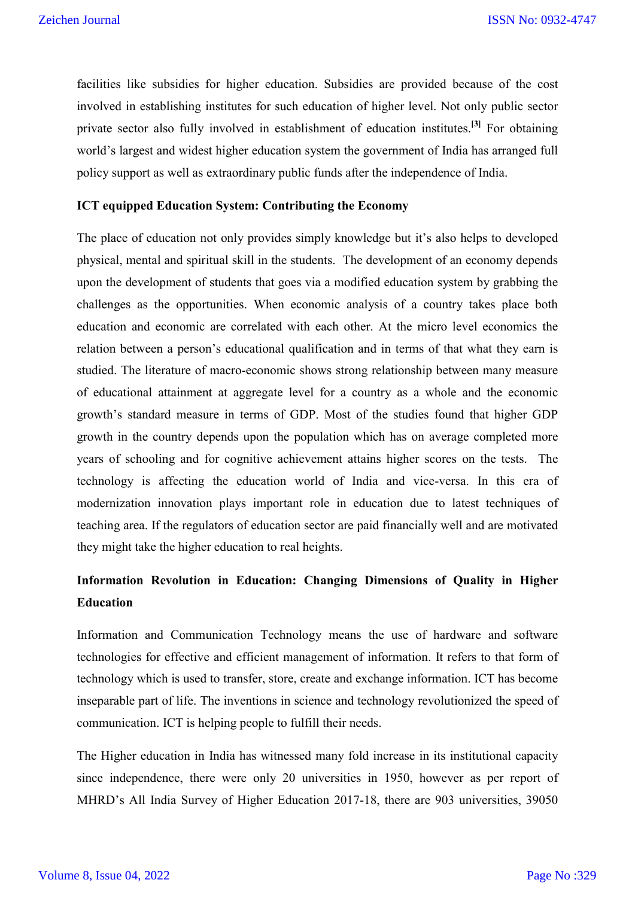facilities like subsidies for higher education. Subsidies are provided because of the cost involved in establishing institutes for such education of higher level. Not only public sector private sector also fully involved in establishment of education institutes.[3] For obtaining world's largest and widest higher education system the government of India has arranged full policy support as well as extraordinary public funds after the independence of India.

**ICT equipped Education System: Contributing the Economy**

The place of education not only provides simply knowledge but it's also helps to developed physical, mental and spiritual skill in the students. The development of an economy depends upon the development of students that goes via a modified education system by grabbing the challenges as the opportunities. When economic analysis of a country takes place both education and economic are correlated with each other. At the micro level economics the relation between a person's educational qualification and in terms of that what they earn is studied. The literature of macro-economic shows strong relationship between many measure of educational attainment at aggregate level for a country as a whole and the economic growth's standard measure in terms of GDP. Most of the studies found that higher GDP growth in the country depends upon the population which has on average completed more years of schooling and for cognitive achievement attains higher scores on the tests. The technology is affecting the education world of India and vice-versa. In this era of modernization innovation plays important role in education due to latest techniques of teaching area. If the regulators of education sector are paid financially well and are motivated they might take the higher education to real heights.

**Information Revolution in Education: Changing Dimensions of Quality in Higher Education**

Information and Communication Technology means the use of hardware and software technologies for effective and efficient management of information. It refers to that form of technology which is used to transfer, store, create and exchange information. ICT has become inseparable part of life. The inventions in science and technology revolutionized the speed of communication. ICT is helping people to fulfill their needs.

The Higher education in India has witnessed many fold increase in its institutional capacity since independence, there were only 20 universities in 1950, however as per report of MHRD's All India Survey of Higher Education 2017-18, there are 903 universities, 39050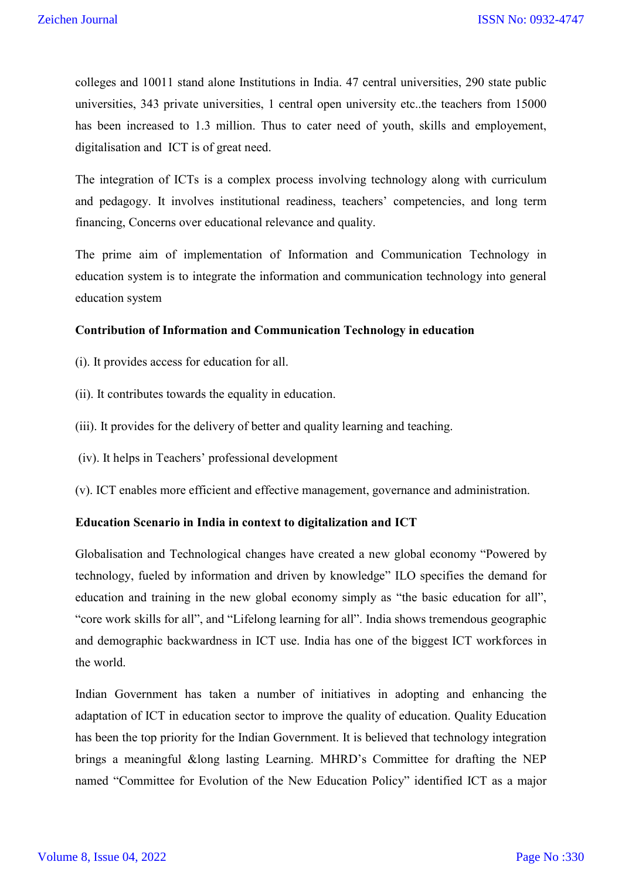colleges and 10011 stand alone Institutions in India. 47 central universities, 290 state public universities, 343 private universities, 1 central open university etc..the teachers from 15000 has been increased to 1.3 million. Thus to cater need of youth, skills and employement, digitalisation and ICT is of great need.

The integration of ICTs is a complex process involving technology along with curriculum and pedagogy. It involves institutional readiness, teachers' competencies, and long term financing, Concerns over educational relevance and quality.

The prime aim of implementation of Information and Communication Technology in education system is to integrate the information and communication technology into general education system

**Contribution of Information and Communication Technology in education**

(i). It provides access for education for all.

(ii). It contributes towards the equality in education.

(iii). It provides for the delivery of better and quality learning and teaching.

(iv). It helps in Teachers' professional development

(v). ICT enables more efficient and effective management, governance and administration.

**Education Scenario in India in context to digitalization and ICT**

Globalisation and Technological changes have created a new global economy "Powered by technology, fueled by information and driven by knowledge" ILO specifies the demand for education and training in the new global economy simply as "the basic education for all", "core work skills for all", and "Lifelong learning for all". India shows tremendous geographic and demographic backwardness in ICT use. India has one of the biggest ICT workforces in the world.

Indian Government has taken a number of initiatives in adopting and enhancing the adaptation of ICT in education sector to improve the quality of education. Quality Education has been the top priority for the Indian Government. It is believed that technology integration brings a meaningful &long lasting Learning. MHRD's Committee for drafting the NEP named "Committee for Evolution of the New Education Policy" identified ICT as a major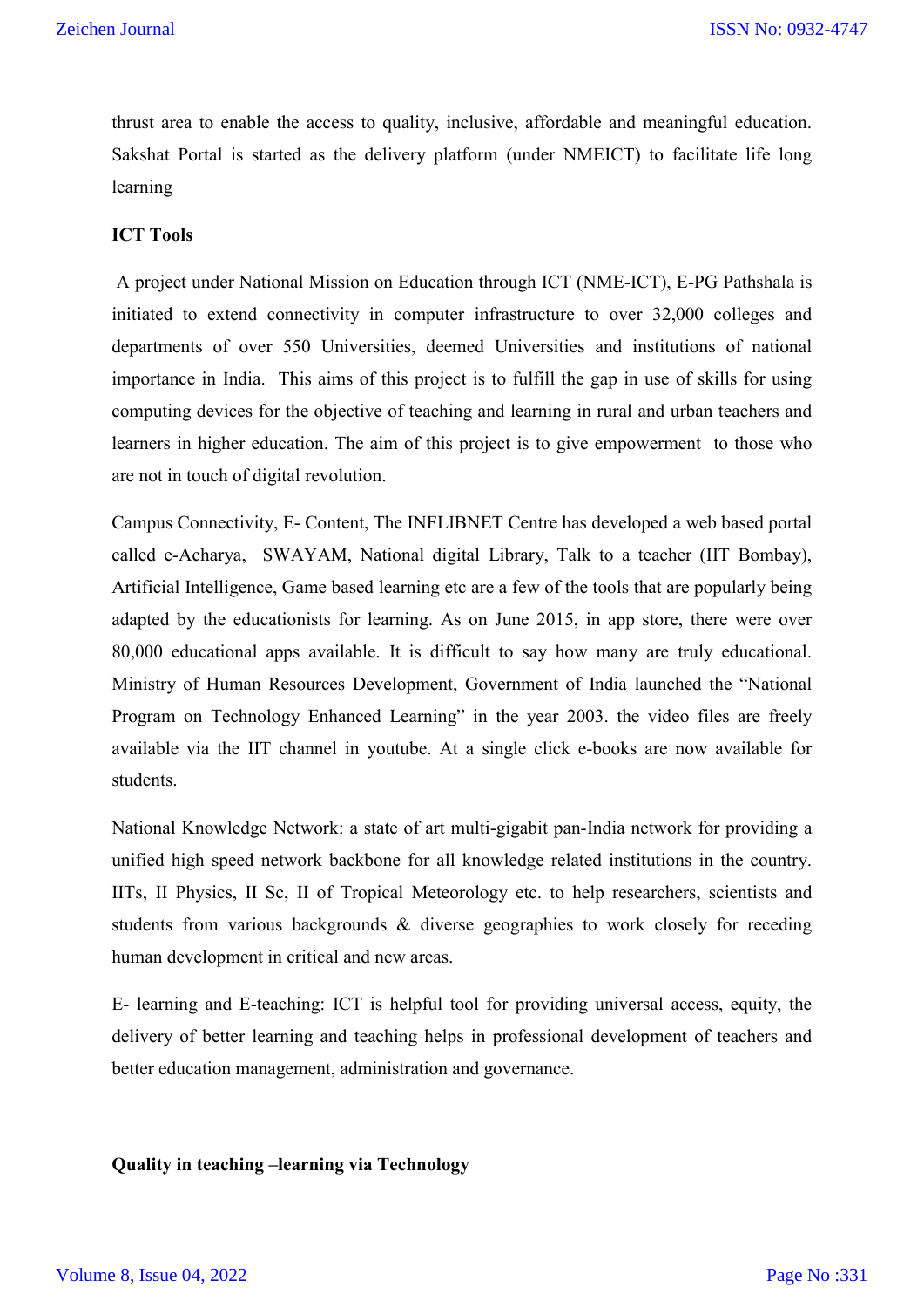thrust area to enable the access to quality, inclusive, affordable and meaningful education. Sakshat Portal is started as the delivery platform (under NMEICT) to facilitate life long learning

**ICT Tools**

A project under National Mission on Education through ICT (NME-ICT), E-PG Pathshala is initiated to extend connectivity in computer infrastructure to over 32,000 colleges and departments of over 550 Universities, deemed Universities and institutions of national importance in India. This aims of this project is to fulfill the gap in use of skills for using computing devices for the objective of teaching and learning in rural and urban teachers and learners in higher education. The aim of this project is to give empowerment to those who are not in touch of digital revolution.

Campus Connectivity, E- Content, The INFLIBNET Centre has developed a web based portal called e-Acharya, SWAYAM, National digital Library, Talk to a teacher (IIT Bombay), Artificial Intelligence, Game based learning etc are a few of the tools that are popularly being adapted by the educationists for learning. As on June 2015, in app store, there were over 80,000 educational apps available. It is difficult to say how many are truly educational. Ministry of Human Resources Development, Government of India launched the "National Program on Technology Enhanced Learning" in the year 2003. the video files are freely available via the IIT channel in youtube. At a single click e-books are now available for students.

National Knowledge Network: a state of art multi-gigabit pan-India network for providing a unified high speed network backbone for all knowledge related institutions in the country. IITs, II Physics, II Sc, II of Tropical Meteorology etc. to help researchers, scientists and students from various backgrounds & diverse geographies to work closely for receding human development in critical and new areas.

E- learning and E-teaching: ICT is helpful tool for providing universal access, equity, the delivery of better learning and teaching helps in professional development of teachers and better education management, administration and governance.

**Quality in teaching –learning via Technology**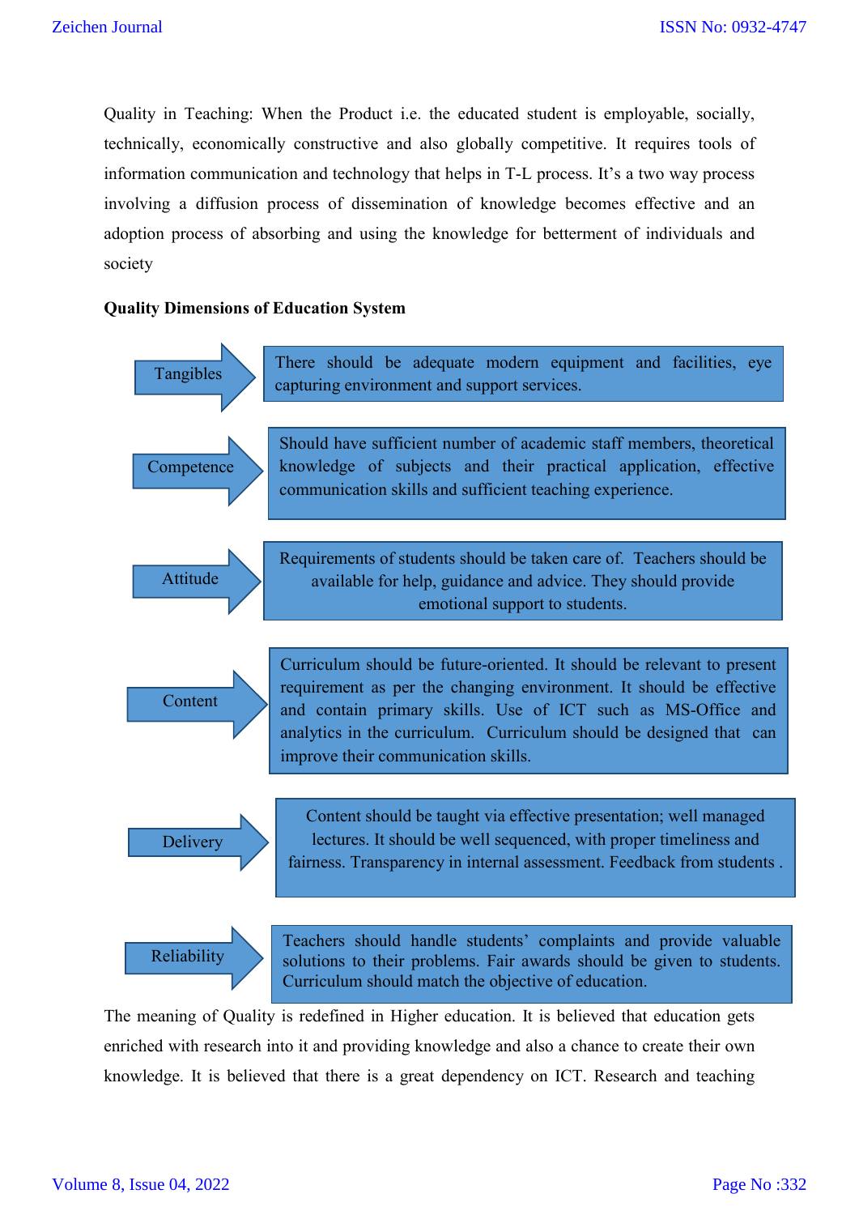Quality in Teaching: When the Product i.e. the educated student is employable, socially, technically, economically constructive and also globally competitive. It requires tools of information communication and technology that helps in T-L process. It's a two way process involving a diffusion process of dissemination of knowledge becomes effective and an adoption process of absorbing and using the knowledge for betterment of individuals and society

**Quality Dimensions of Education System**

| Dimension | Description |
|---|---|
| Tangibles | There should be adequate modern equipment and facilities, eye capturing environment and support services. |
| Competence | Should have sufficient number of academic staff members, theoretical knowledge of subjects and their practical application, effective communication skills and sufficient teaching experience. |
| Attitude | Requirements of students should be taken care of. Teachers should be available for help, guidance and advice. They should provide emotional support to students. |
| Content | Curriculum should be future-oriented. It should be relevant to present requirement as per the changing environment. It should be effective and contain primary skills. Use of ICT such as MS-Office and analytics in the curriculum. Curriculum should be designed that can improve their communication skills. |
| Delivery | Content should be taught via effective presentation; well managed lectures. It should be well sequenced, with proper timeliness and fairness. Transparency in internal assessment. Feedback from students . |
| Reliability | Teachers should handle students' complaints and provide valuable solutions to their problems. Fair awards should be given to students. Curriculum should match the objective of education. |

The meaning of Quality is redefined in Higher education. It is believed that education gets enriched with research into it and providing knowledge and also a chance to create their own knowledge. It is believed that there is a great dependency on ICT. Research and teaching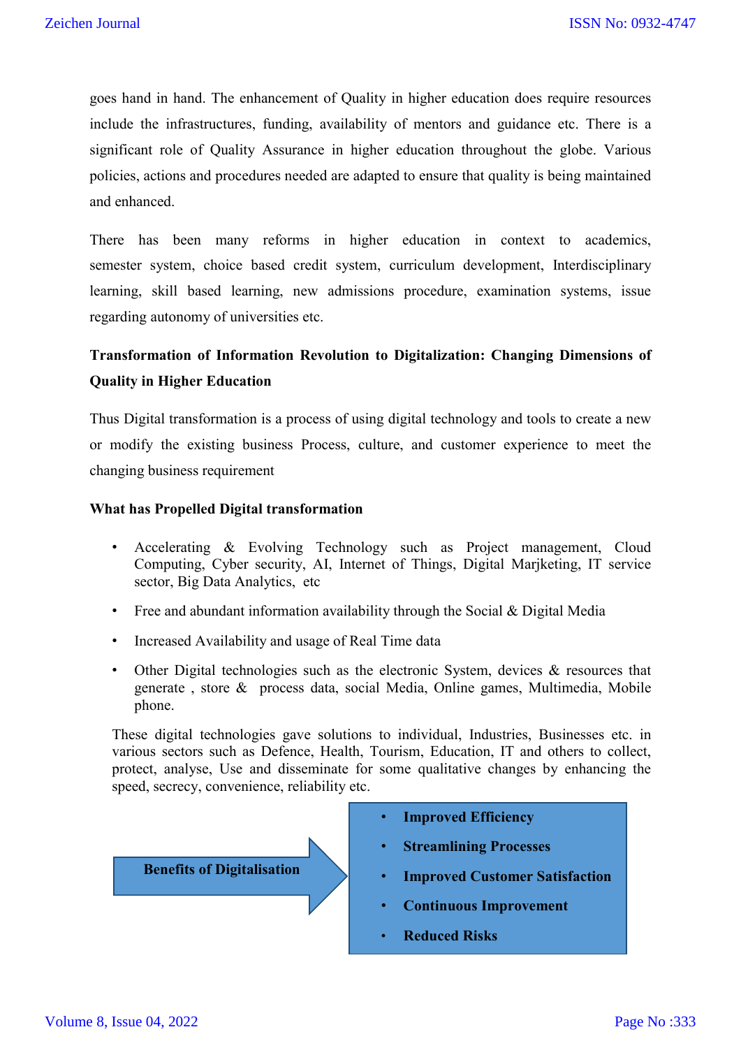goes hand in hand. The enhancement of Quality in higher education does require resources include the infrastructures, funding, availability of mentors and guidance etc. There is a significant role of Quality Assurance in higher education throughout the globe. Various policies, actions and procedures needed are adapted to ensure that quality is being maintained and enhanced.

There has been many reforms in higher education in context to academics, semester system, choice based credit system, curriculum development, Interdisciplinary learning, skill based learning, new admissions procedure, examination systems, issue regarding autonomy of universities etc.

**Transformation of Information Revolution to Digitalization: Changing Dimensions of Quality in Higher Education**

Thus Digital transformation is a process of using digital technology and tools to create a new or modify the existing business Process, culture, and customer experience to meet the changing business requirement

**What has Propelled Digital transformation**

- Accelerating & Evolving Technology such as Project management, Cloud Computing, Cyber security, AI, Internet of Things, Digital Marjketing, IT service sector, Big Data Analytics, etc
- Free and abundant information availability through the Social & Digital Media
- Increased Availability and usage of Real Time data
- Other Digital technologies such as the electronic System, devices & resources that generate , store & process data, social Media, Online games, Multimedia, Mobile phone.

These digital technologies gave solutions to individual, Industries, Businesses etc. in various sectors such as Defence, Health, Tourism, Education, IT and others to collect, protect, analyse, Use and disseminate for some qualitative changes by enhancing the speed, secrecy, convenience, reliability etc.

**Benefits of Digitalisation**

- **Improved Efficiency**
- **Streamlining Processes**
- **Improved Customer Satisfaction**
- **Continuous Improvement**
- **Reduced Risks**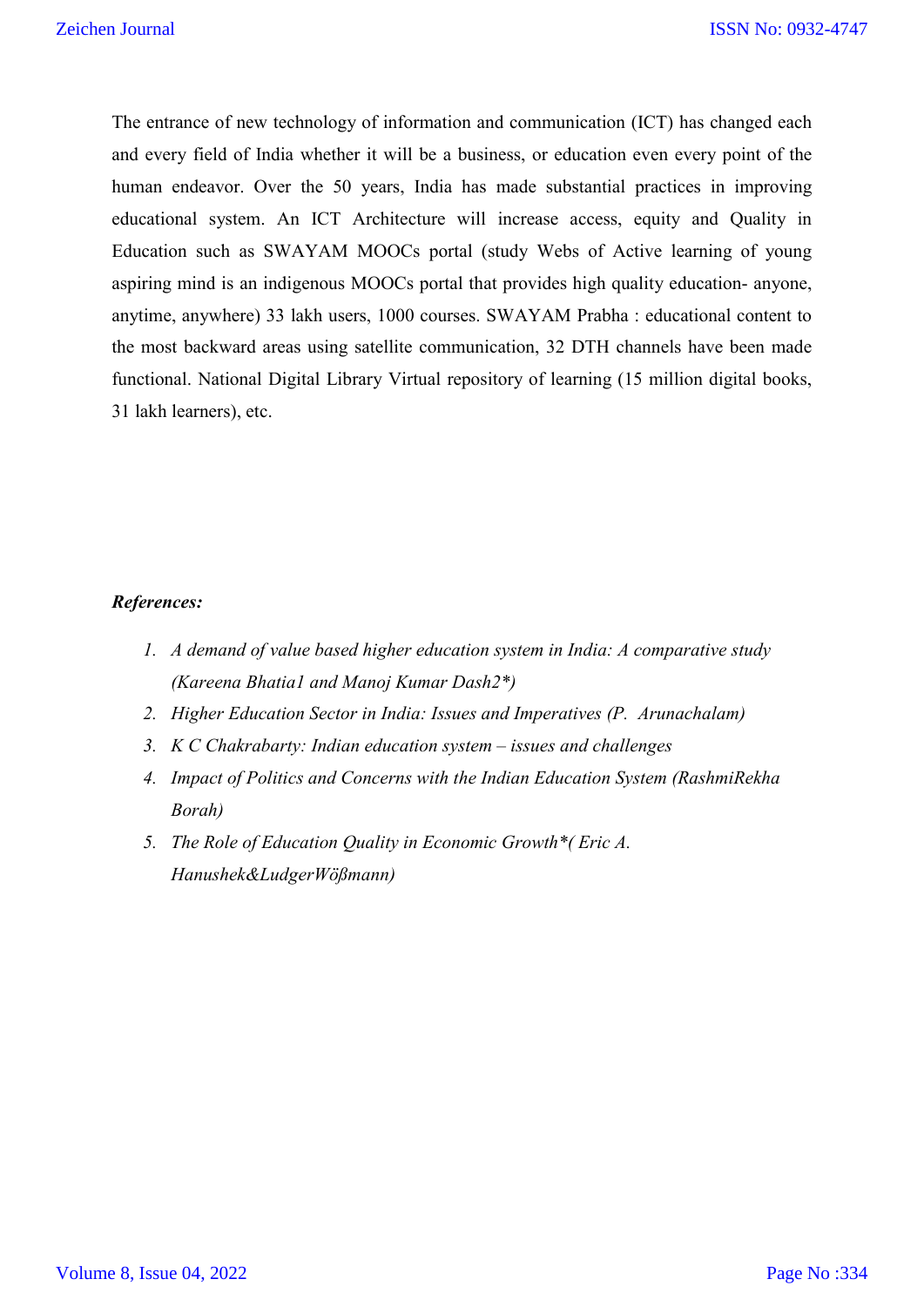The entrance of new technology of information and communication (ICT) has changed each and every field of India whether it will be a business, or education even every point of the human endeavor. Over the 50 years, India has made substantial practices in improving educational system. An ICT Architecture will increase access, equity and Quality in Education such as SWAYAM MOOCs portal (study Webs of Active learning of young aspiring mind is an indigenous MOOCs portal that provides high quality education- anyone, anytime, anywhere) 33 lakh users, 1000 courses. SWAYAM Prabha : educational content to the most backward areas using satellite communication, 32 DTH channels have been made functional. National Digital Library Virtual repository of learning (15 million digital books, 31 lakh learners), etc.

***References:***

1. *A demand of value based higher education system in India: A comparative study (Kareena Bhatia1 and Manoj Kumar Dash2*)*
2. *Higher Education Sector in India: Issues and Imperatives (P. Arunachalam)*
3. *K C Chakrabarty: Indian education system – issues and challenges*
4. *Impact of Politics and Concerns with the Indian Education System (RashmiRekha Borah)*
5. *The Role of Education Quality in Economic Growth*( Eric A. Hanushek&LudgerWößmann)*